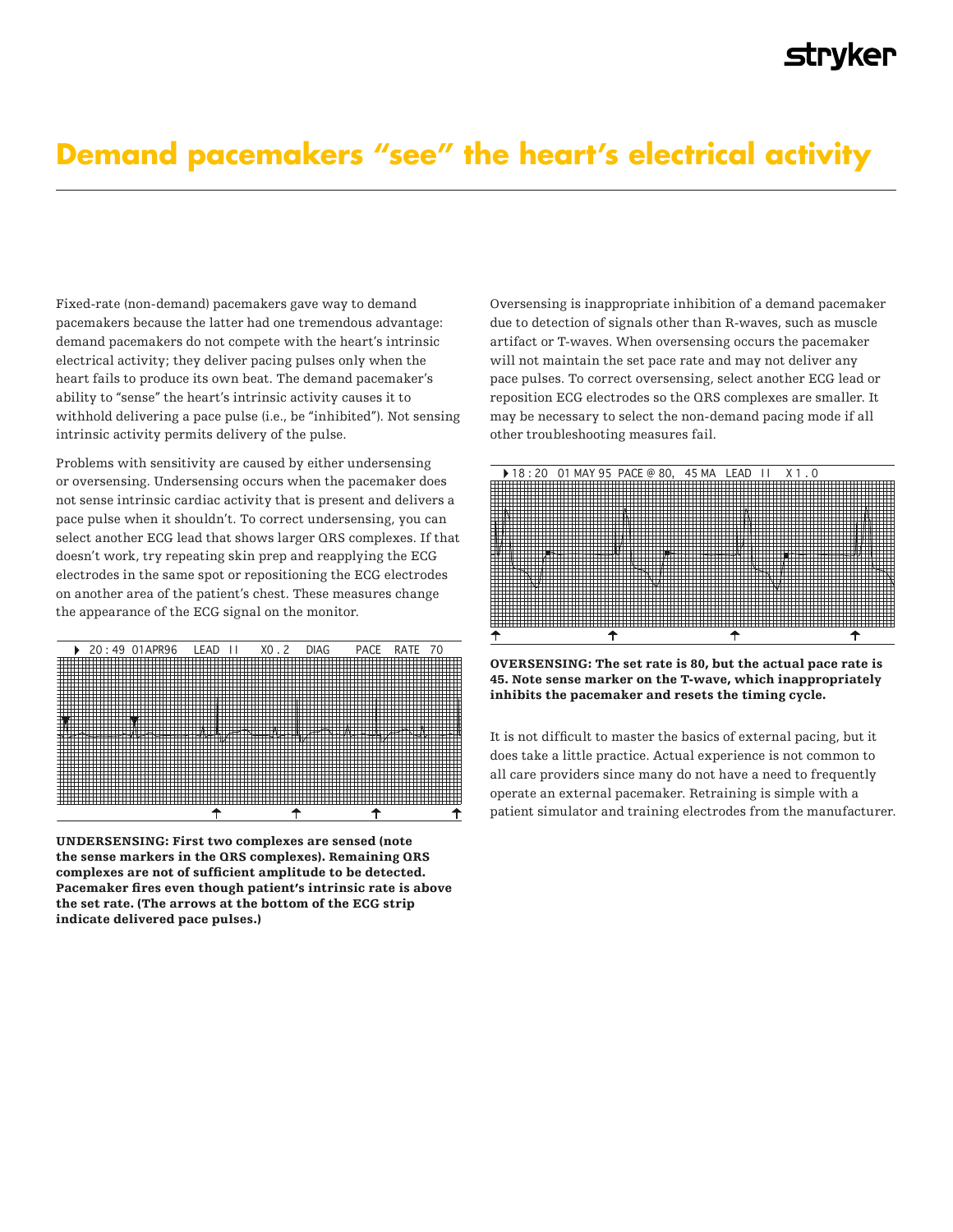# Demand pacemakers "see" the heart's electrical activity

Fixed-rate (non-demand) pacemakers gave way to demand pacemakers because the latter had one tremendous advantage: demand pacemakers do not compete with the heart's intrinsic electrical activity; they deliver pacing pulses only when the heart fails to produce its own beat. The demand pacemaker's ability to "sense" the heart's intrinsic activity causes it to withhold delivering a pace pulse (i.e., be "inhibited"). Not sensing intrinsic activity permits delivery of the pulse.

Problems with sensitivity are caused by either undersensing or oversensing. Undersensing occurs when the pacemaker does not sense intrinsic cardiac activity that is present and delivers a pace pulse when it shouldn't. To correct undersensing, you can select another ECG lead that shows larger QRS complexes. If that doesn't work, try repeating skin prep and reapplying the ECG electrodes in the same spot or repositioning the ECG electrodes on another area of the patient's chest. These measures change the appearance of the ECG signal on the monitor.

▶ 20 : 49 01APR96 LEAD II X0 . 2 DIAG PACE RATE 70

**UNDERSENSING: First two complexes are sensed (note the sense markers in the QRS complexes). Remaining QRS complexes are not of sufficient amplitude to be detected. Pacemaker fires even though patient's intrinsic rate is above the set rate. (The arrows at the bottom of the ECG strip indicate delivered pace pulses.)**

Oversensing is inappropriate inhibition of a demand pacemaker due to detection of signals other than R-waves, such as muscle artifact or T-waves. When oversensing occurs the pacemaker will not maintain the set pace rate and may not deliver any pace pulses. To correct oversensing, select another ECG lead or reposition ECG electrodes so the QRS complexes are smaller. It may be necessary to select the non-demand pacing mode if all other troubleshooting measures fail.

▶ 18 : 20 01 MAY 95 PACE @ 80, 45 MA LEAD II X 1 . 0

**OVERSENSING: The set rate is 80, but the actual pace rate is 45. Note sense marker on the T-wave, which inappropriately inhibits the pacemaker and resets the timing cycle.**

It is not difficult to master the basics of external pacing, but it does take a little practice. Actual experience is not common to all care providers since many do not have a need to frequently operate an external pacemaker. Retraining is simple with a patient simulator and training electrodes from the manufacturer.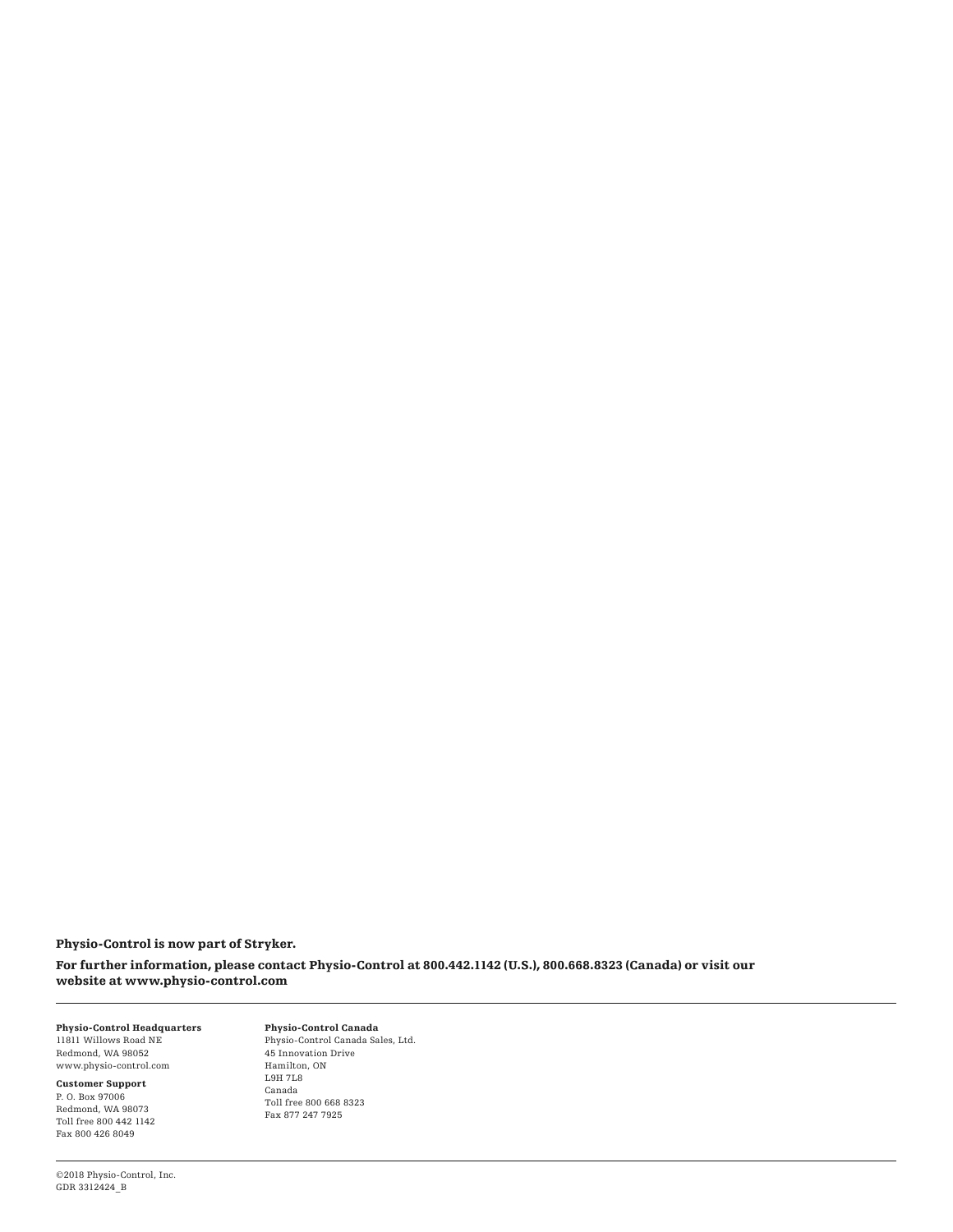**Physio-Control is now part of Stryker.**

**For further information, please contact Physio-Control at 800.442.1142 (U.S.), 800.668.8323 (Canada) or visit our website at www.physio-control.com**

---

**Physio-Control Headquarters**
11811 Willows Road NE
Redmond, WA 98052
www.physio-control.com

**Customer Support**
P. O. Box 97006
Redmond, WA 98073
Toll free 800 442 1142
Fax 800 426 8049

**Physio-Control Canada**
Physio-Control Canada Sales, Ltd.
45 Innovation Drive
Hamilton, ON
L9H 7L8
Canada
Toll free 800 668 8323
Fax 877 247 7925

---

©2018 Physio-Control, Inc.
GDR 3312424_B